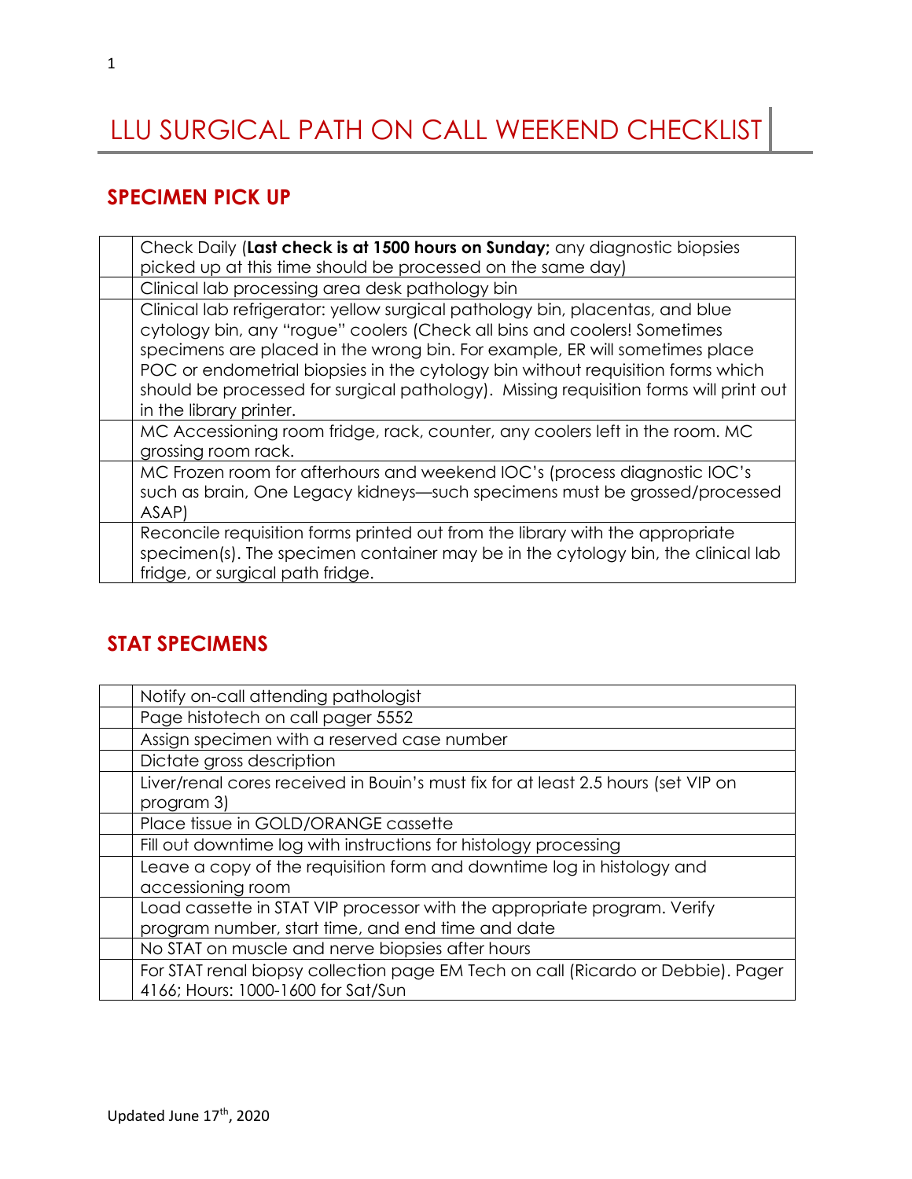# LLU SURGICAL PATH ON CALL WEEKEND CHECKLIST

## SPECIMEN PICK UP

| | |
|---|---|
| | Check Daily (**Last check is at 1500 hours on Sunday;** any diagnostic biopsies picked up at this time should be processed on the same day) |
| | Clinical lab processing area desk pathology bin |
| | Clinical lab refrigerator: yellow surgical pathology bin, placentas, and blue cytology bin, any "rogue" coolers (Check all bins and coolers! Sometimes specimens are placed in the wrong bin. For example, ER will sometimes place POC or endometrial biopsies in the cytology bin without requisition forms which should be processed for surgical pathology). Missing requisition forms will print out in the library printer. |
| | MC Accessioning room fridge, rack, counter, any coolers left in the room. MC grossing room rack. |
| | MC Frozen room for afterhours and weekend IOC's (process diagnostic IOC's such as brain, One Legacy kidneys—such specimens must be grossed/processed ASAP) |
| | Reconcile requisition forms printed out from the library with the appropriate specimen(s). The specimen container may be in the cytology bin, the clinical lab fridge, or surgical path fridge. |

## STAT SPECIMENS

| | |
|---|---|
| | Notify on-call attending pathologist |
| | Page histotech on call pager 5552 |
| | Assign specimen with a reserved case number |
| | Dictate gross description |
| | Liver/renal cores received in Bouin's must fix for at least 2.5 hours (set VIP on program 3) |
| | Place tissue in GOLD/ORANGE cassette |
| | Fill out downtime log with instructions for histology processing |
| | Leave a copy of the requisition form and downtime log in histology and accessioning room |
| | Load cassette in STAT VIP processor with the appropriate program. Verify program number, start time, and end time and date |
| | No STAT on muscle and nerve biopsies after hours |
| | For STAT renal biopsy collection page EM Tech on call (Ricardo or Debbie). Pager 4166; Hours: 1000-1600 for Sat/Sun |

Updated June 17th, 2020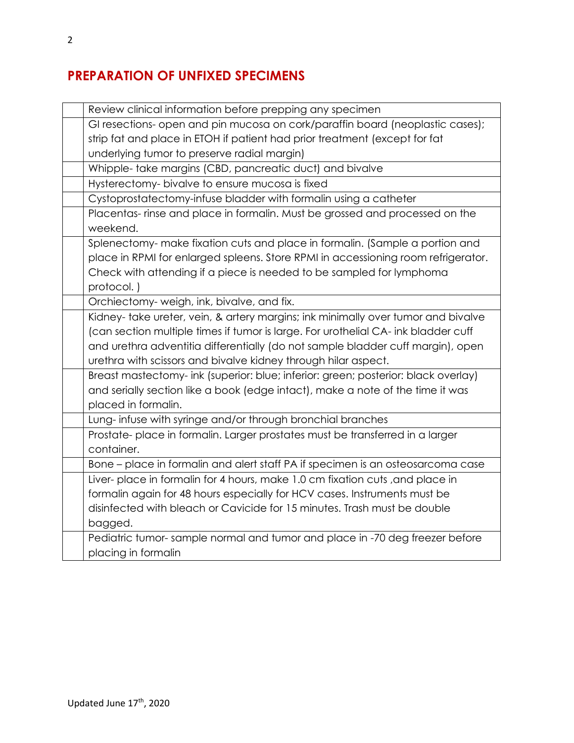## PREPARATION OF UNFIXED SPECIMENS

| | |
|---|---|
| | Review clinical information before prepping any specimen |
| | GI resections- open and pin mucosa on cork/paraffin board (neoplastic cases); strip fat and place in ETOH if patient had prior treatment (except for fat underlying tumor to preserve radial margin) |
| | Whipple- take margins (CBD, pancreatic duct) and bivalve |
| | Hysterectomy- bivalve to ensure mucosa is fixed |
| | Cystoprostatectomy-infuse bladder with formalin using a catheter |
| | Placentas- rinse and place in formalin. Must be grossed and processed on the weekend. |
| | Splenectomy- make fixation cuts and place in formalin. (Sample a portion and place in RPMI for enlarged spleens. Store RPMI in accessioning room refrigerator. Check with attending if a piece is needed to be sampled for lymphoma protocol. ) |
| | Orchiectomy- weigh, ink, bivalve, and fix. |
| | Kidney- take ureter, vein, & artery margins; ink minimally over tumor and bivalve (can section multiple times if tumor is large. For urothelial CA- ink bladder cuff and urethra adventitia differentially (do not sample bladder cuff margin), open urethra with scissors and bivalve kidney through hilar aspect. |
| | Breast mastectomy- ink (superior: blue; inferior: green; posterior: black overlay) and serially section like a book (edge intact), make a note of the time it was placed in formalin. |
| | Lung- infuse with syringe and/or through bronchial branches |
| | Prostate- place in formalin. Larger prostates must be transferred in a larger container. |
| | Bone – place in formalin and alert staff PA if specimen is an osteosarcoma case |
| | Liver- place in formalin for 4 hours, make 1.0 cm fixation cuts ,and place in formalin again for 48 hours especially for HCV cases. Instruments must be disinfected with bleach or Cavicide for 15 minutes. Trash must be double bagged. |
| | Pediatric tumor- sample normal and tumor and place in -70 deg freezer before placing in formalin |

Updated June 17th, 2020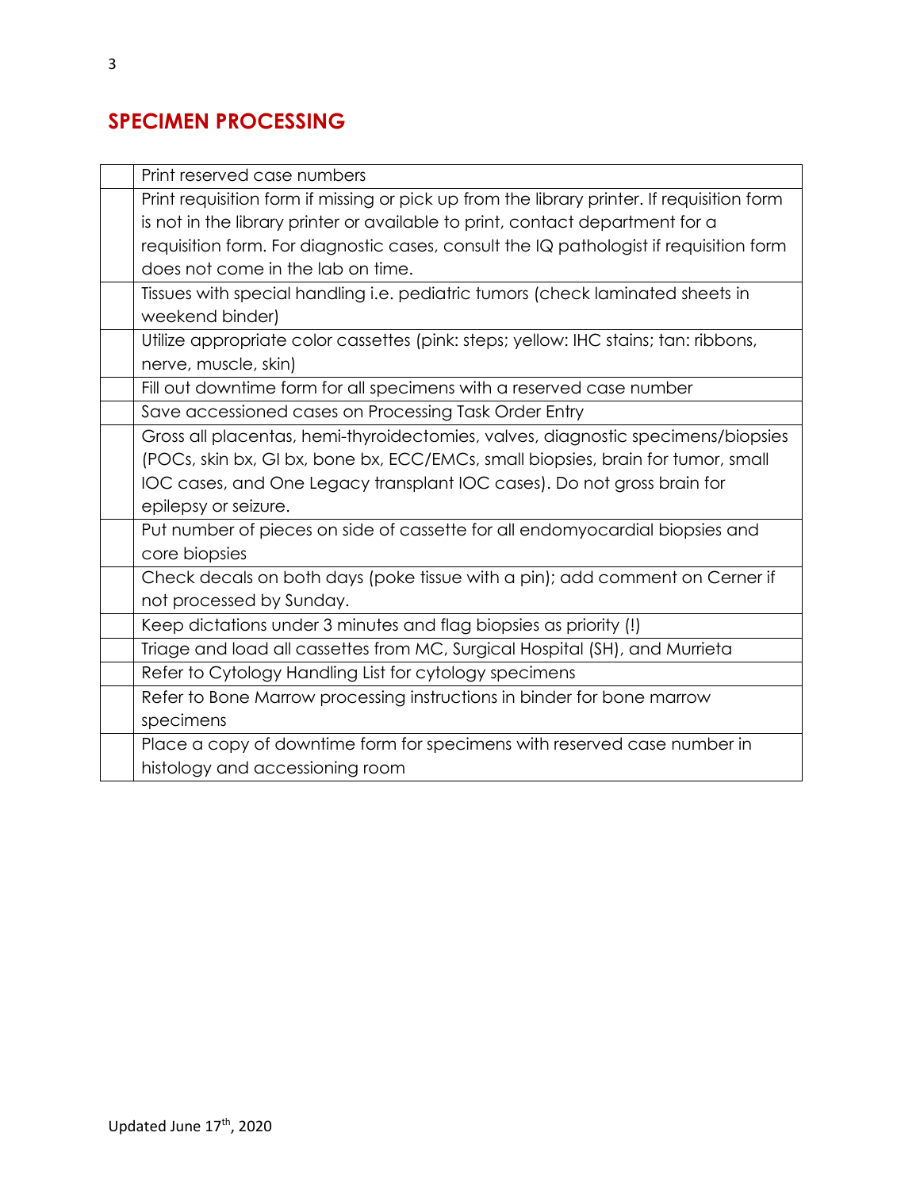## SPECIMEN PROCESSING

| | |
|---|---|
| | Print reserved case numbers |
| | Print requisition form if missing or pick up from the library printer. If requisition form is not in the library printer or available to print, contact department for a requisition form. For diagnostic cases, consult the IQ pathologist if requisition form does not come in the lab on time. |
| | Tissues with special handling i.e. pediatric tumors (check laminated sheets in weekend binder) |
| | Utilize appropriate color cassettes (pink: steps; yellow: IHC stains; tan: ribbons, nerve, muscle, skin) |
| | Fill out downtime form for all specimens with a reserved case number |
| | Save accessioned cases on Processing Task Order Entry |
| | Gross all placentas, hemi-thyroidectomies, valves, diagnostic specimens/biopsies (POCs, skin bx, GI bx, bone bx, ECC/EMCs, small biopsies, brain for tumor, small IOC cases, and One Legacy transplant IOC cases). Do not gross brain for epilepsy or seizure. |
| | Put number of pieces on side of cassette for all endomyocardial biopsies and core biopsies |
| | Check decals on both days (poke tissue with a pin); add comment on Cerner if not processed by Sunday. |
| | Keep dictations under 3 minutes and flag biopsies as priority (!) |
| | Triage and load all cassettes from MC, Surgical Hospital (SH), and Murrieta |
| | Refer to Cytology Handling List for cytology specimens |
| | Refer to Bone Marrow processing instructions in binder for bone marrow specimens |
| | Place a copy of downtime form for specimens with reserved case number in histology and accessioning room |

Updated June 17th, 2020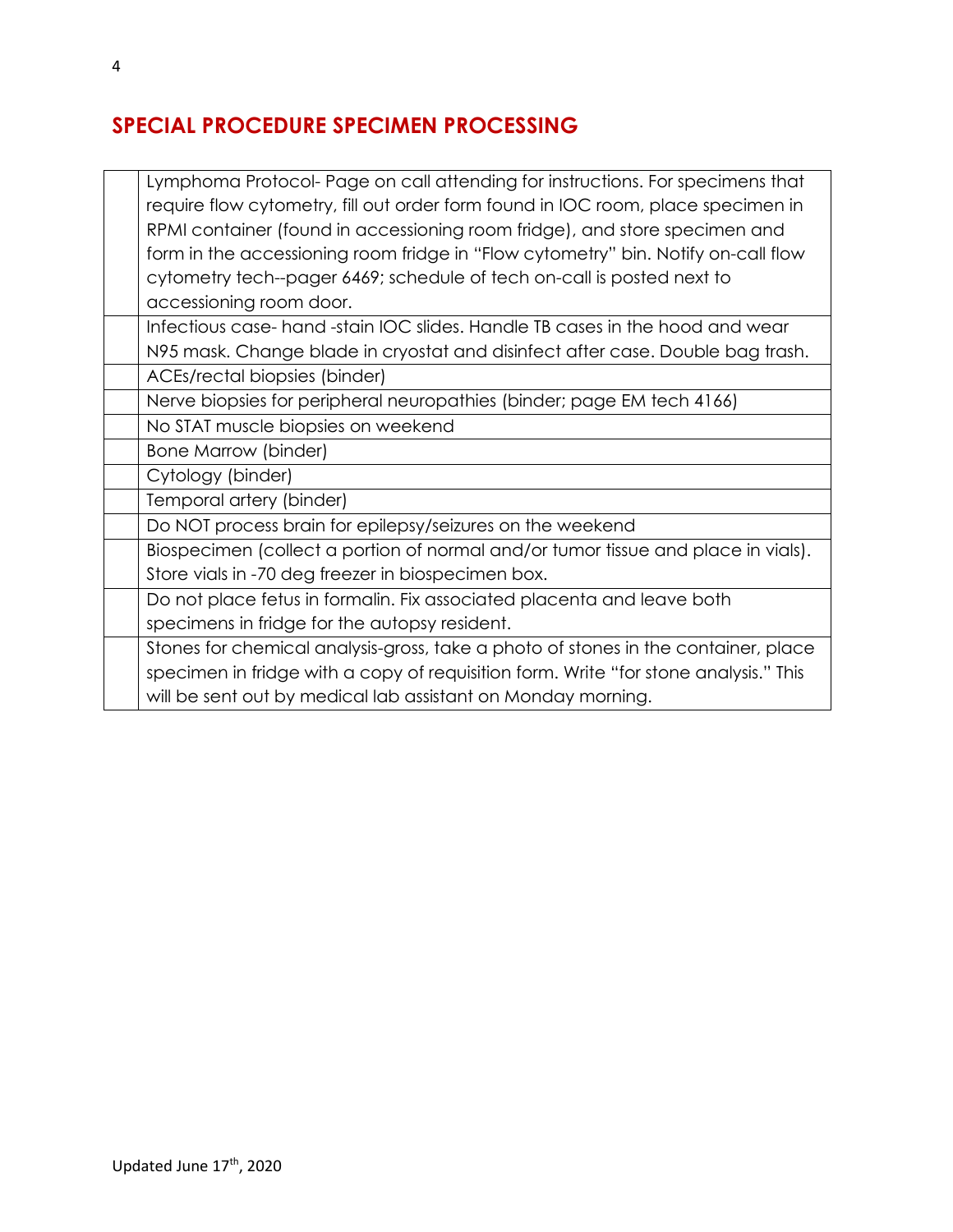## SPECIAL PROCEDURE SPECIMEN PROCESSING

| | |
|---|---|
| | Lymphoma Protocol- Page on call attending for instructions. For specimens that require flow cytometry, fill out order form found in IOC room, place specimen in RPMI container (found in accessioning room fridge), and store specimen and form in the accessioning room fridge in "Flow cytometry" bin. Notify on-call flow cytometry tech--pager 6469; schedule of tech on-call is posted next to accessioning room door. |
| | Infectious case- hand -stain IOC slides. Handle TB cases in the hood and wear N95 mask. Change blade in cryostat and disinfect after case. Double bag trash. |
| | ACEs/rectal biopsies (binder) |
| | Nerve biopsies for peripheral neuropathies (binder; page EM tech 4166) |
| | No STAT muscle biopsies on weekend |
| | Bone Marrow (binder) |
| | Cytology (binder) |
| | Temporal artery (binder) |
| | Do NOT process brain for epilepsy/seizures on the weekend |
| | Biospecimen (collect a portion of normal and/or tumor tissue and place in vials). Store vials in -70 deg freezer in biospecimen box. |
| | Do not place fetus in formalin. Fix associated placenta and leave both specimens in fridge for the autopsy resident. |
| | Stones for chemical analysis-gross, take a photo of stones in the container, place specimen in fridge with a copy of requisition form. Write "for stone analysis." This will be sent out by medical lab assistant on Monday morning. |

Updated June 17th, 2020